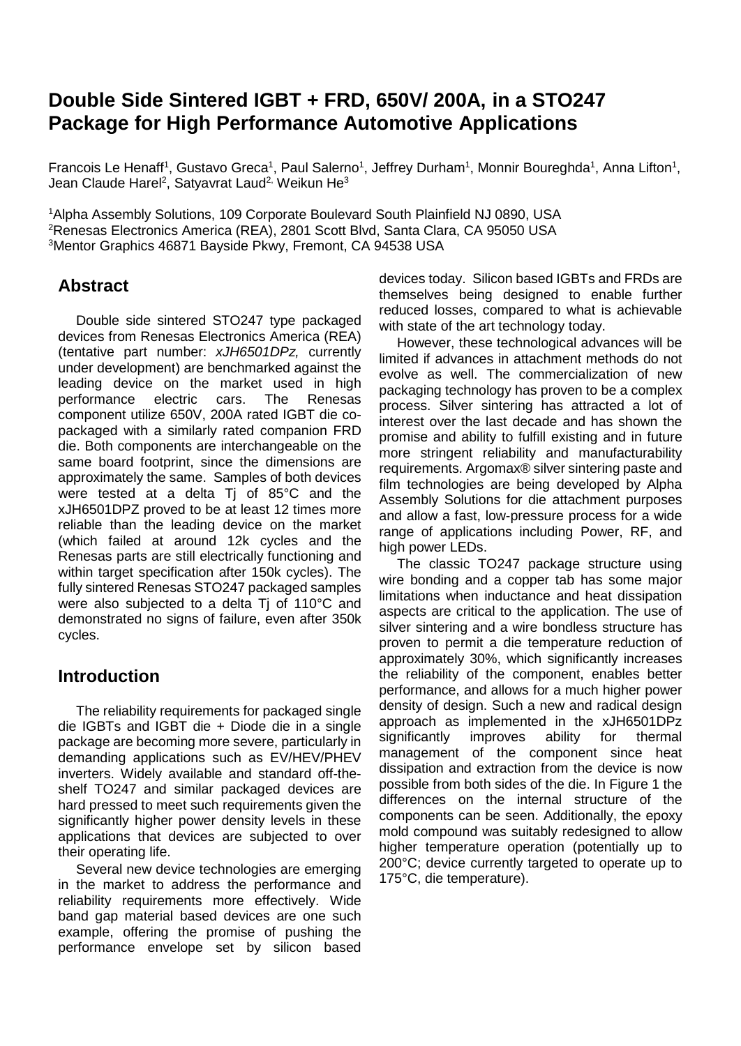# Double Side Sintered IGBT + FRD, 650V/ 200A, in a STO247 Package for High Performance Automotive Applications

Francois Le Henaff[1], Gustavo Greca[1], Paul Salerno[1], Jeffrey Durham[1], Monnir Boureghda[1], Anna Lifton[1], Jean Claude Harel[2], Satyavrat Laud[2], Weikun He[3]

[1]Alpha Assembly Solutions, 109 Corporate Boulevard South Plainfield NJ 0890, USA
[2]Renesas Electronics America (REA), 2801 Scott Blvd, Santa Clara, CA 95050 USA
[3]Mentor Graphics 46871 Bayside Pkwy, Fremont, CA 94538 USA

## Abstract

Double side sintered STO247 type packaged devices from Renesas Electronics America (REA) (tentative part number: *xJH6501DPz,* currently under development) are benchmarked against the leading device on the market used in high performance electric cars. The Renesas component utilize 650V, 200A rated IGBT die co-packaged with a similarly rated companion FRD die. Both components are interchangeable on the same board footprint, since the dimensions are approximately the same. Samples of both devices were tested at a delta Tj of 85°C and the xJH6501DPZ proved to be at least 12 times more reliable than the leading device on the market (which failed at around 12k cycles and the Renesas parts are still electrically functioning and within target specification after 150k cycles). The fully sintered Renesas STO247 packaged samples were also subjected to a delta Tj of 110°C and demonstrated no signs of failure, even after 350k cycles.

## Introduction

The reliability requirements for packaged single die IGBTs and IGBT die + Diode die in a single package are becoming more severe, particularly in demanding applications such as EV/HEV/PHEV inverters. Widely available and standard off-the-shelf TO247 and similar packaged devices are hard pressed to meet such requirements given the significantly higher power density levels in these applications that devices are subjected to over their operating life.

Several new device technologies are emerging in the market to address the performance and reliability requirements more effectively. Wide band gap material based devices are one such example, offering the promise of pushing the performance envelope set by silicon based devices today. Silicon based IGBTs and FRDs are themselves being designed to enable further reduced losses, compared to what is achievable with state of the art technology today.

However, these technological advances will be limited if advances in attachment methods do not evolve as well. The commercialization of new packaging technology has proven to be a complex process. Silver sintering has attracted a lot of interest over the last decade and has shown the promise and ability to fulfill existing and in future more stringent reliability and manufacturability requirements. Argomax® silver sintering paste and film technologies are being developed by Alpha Assembly Solutions for die attachment purposes and allow a fast, low-pressure process for a wide range of applications including Power, RF, and high power LEDs.

The classic TO247 package structure using wire bonding and a copper tab has some major limitations when inductance and heat dissipation aspects are critical to the application. The use of silver sintering and a wire bondless structure has proven to permit a die temperature reduction of approximately 30%, which significantly increases the reliability of the component, enables better performance, and allows for a much higher power density of design. Such a new and radical design approach as implemented in the xJH6501DPz significantly improves ability for thermal management of the component since heat dissipation and extraction from the device is now possible from both sides of the die. In Figure 1 the differences on the internal structure of the components can be seen. Additionally, the epoxy mold compound was suitably redesigned to allow higher temperature operation (potentially up to 200°C; device currently targeted to operate up to 175°C, die temperature).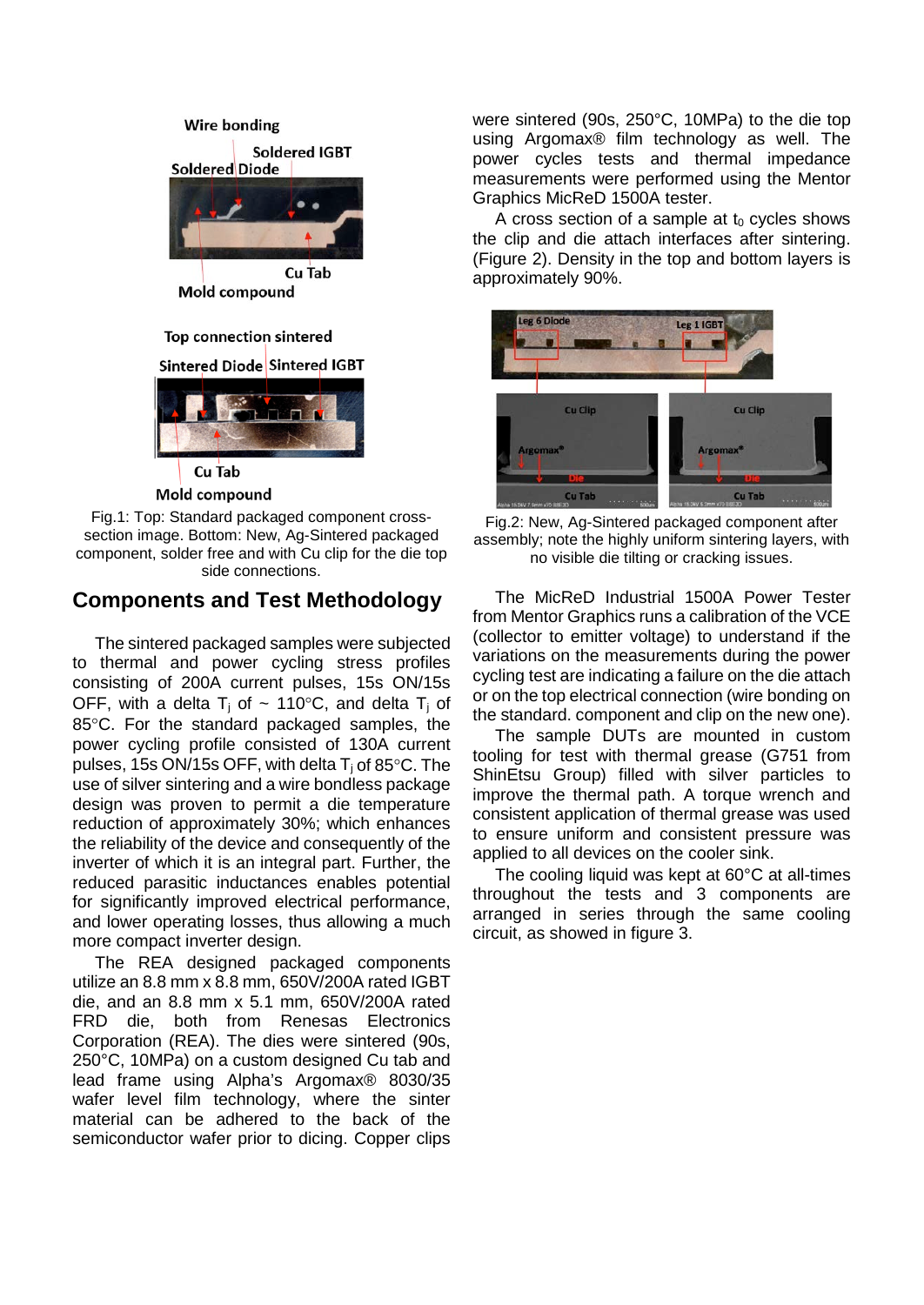Fig.1: Top: Standard packaged component cross-section image. Bottom: New, Ag-Sintered packaged component, solder free and with Cu clip for the die top side connections.

## Components and Test Methodology

The sintered packaged samples were subjected to thermal and power cycling stress profiles consisting of 200A current pulses, 15s ON/15s OFF, with a delta $T_j$ of ~ 110°C, and delta $T_j$ of 85°C. For the standard packaged samples, the power cycling profile consisted of 130A current pulses, 15s ON/15s OFF, with delta $T_j$ of 85°C. The use of silver sintering and a wire bondless package design was proven to permit a die temperature reduction of approximately 30%; which enhances the reliability of the device and consequently of the inverter of which it is an integral part. Further, the reduced parasitic inductances enables potential for significantly improved electrical performance, and lower operating losses, thus allowing a much more compact inverter design.

The REA designed packaged components utilize an 8.8 mm x 8.8 mm, 650V/200A rated IGBT die, and an 8.8 mm x 5.1 mm, 650V/200A rated FRD die, both from Renesas Electronics Corporation (REA). The dies were sintered (90s, 250°C, 10MPa) on a custom designed Cu tab and lead frame using Alpha's Argomax® 8030/35 wafer level film technology, where the sinter material can be adhered to the back of the semiconductor wafer prior to dicing. Copper clips were sintered (90s, 250°C, 10MPa) to the die top using Argomax® film technology as well. The power cycles tests and thermal impedance measurements were performed using the Mentor Graphics MicReD 1500A tester.

A cross section of a sample at $t_0$ cycles shows the clip and die attach interfaces after sintering. (Figure 2). Density in the top and bottom layers is approximately 90%.

Fig.2: New, Ag-Sintered packaged component after assembly; note the highly uniform sintering layers, with no visible die tilting or cracking issues.

The MicReD Industrial 1500A Power Tester from Mentor Graphics runs a calibration of the VCE (collector to emitter voltage) to understand if the variations on the measurements during the power cycling test are indicating a failure on the die attach or on the top electrical connection (wire bonding on the standard. component and clip on the new one).

The sample DUTs are mounted in custom tooling for test with thermal grease (G751 from ShinEtsu Group) filled with silver particles to improve the thermal path. A torque wrench and consistent application of thermal grease was used to ensure uniform and consistent pressure was applied to all devices on the cooler sink.

The cooling liquid was kept at 60°C at all-times throughout the tests and 3 components are arranged in series through the same cooling circuit, as showed in figure 3.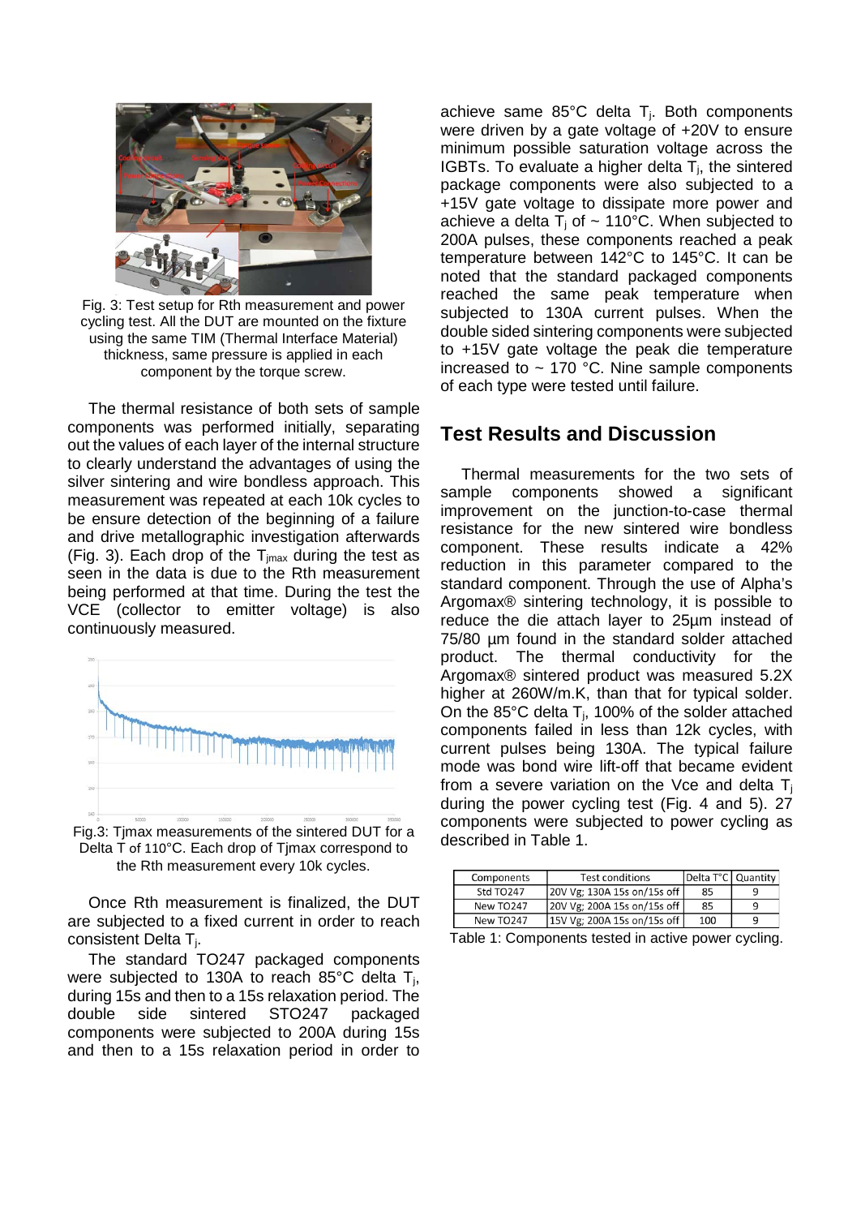Fig. 3: Test setup for Rth measurement and power cycling test. All the DUT are mounted on the fixture using the same TIM (Thermal Interface Material) thickness, same pressure is applied in each component by the torque screw.

The thermal resistance of both sets of sample components was performed initially, separating out the values of each layer of the internal structure to clearly understand the advantages of using the silver sintering and wire bondless approach. This measurement was repeated at each 10k cycles to be ensure detection of the beginning of a failure and drive metallographic investigation afterwards (Fig. 3). Each drop of the $T_{jmax}$ during the test as seen in the data is due to the Rth measurement being performed at that time. During the test the VCE (collector to emitter voltage) is also continuously measured.

Fig.3: Tjmax measurements of the sintered DUT for a Delta T of 110°C. Each drop of Tjmax correspond to the Rth measurement every 10k cycles.

Once Rth measurement is finalized, the DUT are subjected to a fixed current in order to reach consistent Delta $T_j$.

The standard TO247 packaged components were subjected to 130A to reach 85°C delta $T_j$, during 15s and then to a 15s relaxation period. The double side sintered STO247 packaged components were subjected to 200A during 15s and then to a 15s relaxation period in order to achieve same 85°C delta $T_j$. Both components were driven by a gate voltage of +20V to ensure minimum possible saturation voltage across the IGBTs. To evaluate a higher delta $T_j$, the sintered package components were also subjected to a +15V gate voltage to dissipate more power and achieve a delta $T_j$ of ~ 110°C. When subjected to 200A pulses, these components reached a peak temperature between 142°C to 145°C. It can be noted that the standard packaged components reached the same peak temperature when subjected to 130A current pulses. When the double sided sintering components were subjected to +15V gate voltage the peak die temperature increased to ~ 170 °C. Nine sample components of each type were tested until failure.

## Test Results and Discussion

Thermal measurements for the two sets of sample components showed a significant improvement on the junction-to-case thermal resistance for the new sintered wire bondless component. These results indicate a 42% reduction in this parameter compared to the standard component. Through the use of Alpha's Argomax® sintering technology, it is possible to reduce the die attach layer to 25µm instead of 75/80 µm found in the standard solder attached product. The thermal conductivity for the Argomax® sintered product was measured 5.2X higher at 260W/m.K, than that for typical solder. On the 85°C delta $T_j$, 100% of the solder attached components failed in less than 12k cycles, with current pulses being 130A. The typical failure mode was bond wire lift-off that became evident from a severe variation on the Vce and delta $T_j$ during the power cycling test (Fig. 4 and 5). 27 components were subjected to power cycling as described in Table 1.

| Components | Test conditions | Delta T°C | Quantity |
| --- | --- | --- | --- |
| Std TO247 | 20V Vg; 130A 15s on/15s off | 85 | 9 |
| New TO247 | 20V Vg; 200A 15s on/15s off | 85 | 9 |
| New TO247 | 15V Vg; 200A 15s on/15s off | 100 | 9 |

Table 1: Components tested in active power cycling.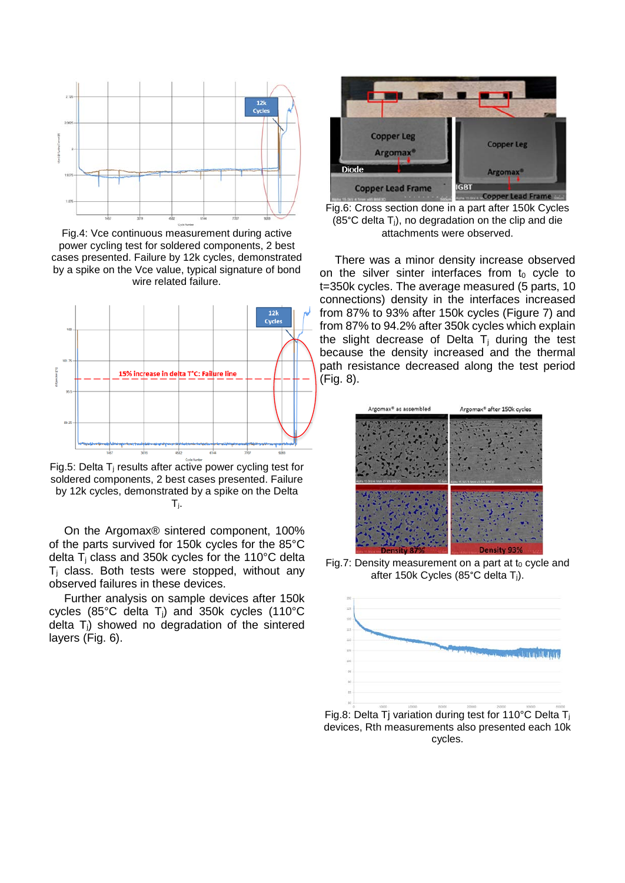Fig.4: Vce continuous measurement during active power cycling test for soldered components, 2 best cases presented. Failure by 12k cycles, demonstrated by a spike on the Vce value, typical signature of bond wire related failure.

Fig.5: Delta $T_j$ results after active power cycling test for soldered components, 2 best cases presented. Failure by 12k cycles, demonstrated by a spike on the Delta $T_j$.

On the Argomax® sintered component, 100% of the parts survived for 150k cycles for the 85°C delta $T_j$ class and 350k cycles for the 110°C delta $T_j$ class. Both tests were stopped, without any observed failures in these devices.

Further analysis on sample devices after 150k cycles (85°C delta $T_j$) and 350k cycles (110°C delta $T_j$) showed no degradation of the sintered layers (Fig. 6).

Fig.6: Cross section done in a part after 150k Cycles (85°C delta $T_j$), no degradation on the clip and die attachments were observed.

There was a minor density increase observed on the silver sinter interfaces from $t_0$ cycle to t=350k cycles. The average measured (5 parts, 10 connections) density in the interfaces increased from 87% to 93% after 150k cycles (Figure 7) and from 87% to 94.2% after 350k cycles which explain the slight decrease of Delta $T_j$ during the test because the density increased and the thermal path resistance decreased along the test period (Fig. 8).

Fig.7: Density measurement on a part at $t_0$ cycle and after 150k Cycles (85°C delta $T_j$).

Fig.8: Delta Tj variation during test for 110°C Delta $T_j$ devices, Rth measurements also presented each 10k cycles.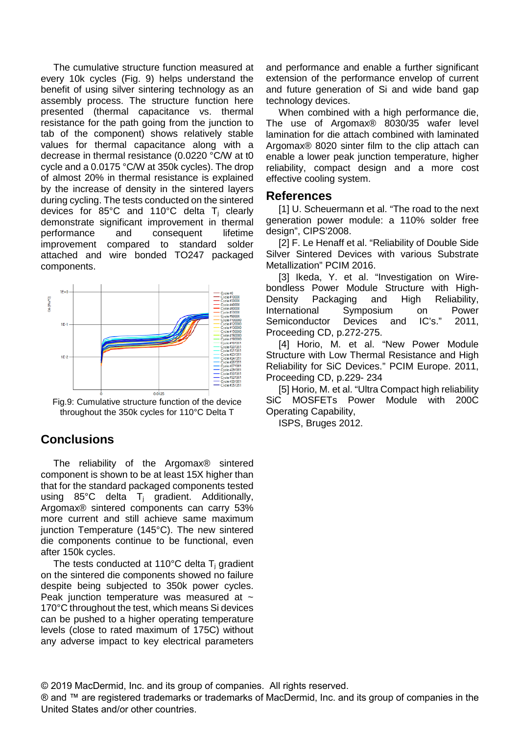The cumulative structure function measured at every 10k cycles (Fig. 9) helps understand the benefit of using silver sintering technology as an assembly process. The structure function here presented (thermal capacitance vs. thermal resistance for the path going from the junction to tab of the component) shows relatively stable values for thermal capacitance along with a decrease in thermal resistance (0.0220 °C/W at t0 cycle and a 0.0175 °C/W at 350k cycles). The drop of almost 20% in thermal resistance is explained by the increase of density in the sintered layers during cycling. The tests conducted on the sintered devices for 85°C and 110°C delta $T_j$ clearly demonstrate significant improvement in thermal performance and consequent lifetime improvement compared to standard solder attached and wire bonded TO247 packaged components.

Cth [Ws/°C]
1E+0
1E-1
1E-2
0
0.0125
Cycle #0
Cycle #10000
Cycle #20000
Cycle #40000
Cycle #60000
Cycle #70000
Cycle #80000
Cycle #100000
Cycle #120000
Cycle #130000
Cycle #150000
Cycle #160000
Cycle #180000
Cycle #181351
Cycle #201351
Cycle #211351
Cycle #231351
Cycle #241351
Cycle #261351
Cycle #271351
Cycle #281351
Cycle #301351
Cycle #321351
Cycle #331351
Cycle #351351

Fig.9: Cumulative structure function of the device throughout the 350k cycles for 110°C Delta T

## Conclusions

The reliability of the Argomax® sintered component is shown to be at least 15X higher than that for the standard packaged components tested using 85°C delta $T_j$ gradient. Additionally, Argomax® sintered components can carry 53% more current and still achieve same maximum junction Temperature (145°C). The new sintered die components continue to be functional, even after 150k cycles.

The tests conducted at 110°C delta $T_j$ gradient on the sintered die components showed no failure despite being subjected to 350k power cycles. Peak junction temperature was measured at ~ 170°C throughout the test, which means Si devices can be pushed to a higher operating temperature levels (close to rated maximum of 175C) without any adverse impact to key electrical parameters and performance and enable a further significant extension of the performance envelop of current and future generation of Si and wide band gap technology devices.

When combined with a high performance die, The use of Argomax® 8030/35 wafer level lamination for die attach combined with laminated Argomax® 8020 sinter film to the clip attach can enable a lower peak junction temperature, higher reliability, compact design and a more cost effective cooling system.

## References

[1] U. Scheuermann et al. "The road to the next generation power module: a 110% solder free design", CIPS'2008.

[2] F. Le Henaff et al. "Reliability of Double Side Silver Sintered Devices with various Substrate Metallization" PCIM 2016.

[3] Ikeda, Y. et al. "Investigation on Wire-bondless Power Module Structure with High-Density Packaging and High Reliability, International Symposium on Power Semiconductor Devices and IC's." 2011, Proceeding CD, p.272-275.

[4] Horio, M. et al. "New Power Module Structure with Low Thermal Resistance and High Reliability for SiC Devices." PCIM Europe. 2011, Proceeding CD, p.229- 234

[5] Horio, M. et al. "Ultra Compact high reliability SiC MOSFETs Power Module with 200C Operating Capability,

ISPS, Bruges 2012.

© 2019 MacDermid, Inc. and its group of companies. All rights reserved.
® and ™ are registered trademarks or trademarks of MacDermid, Inc. and its group of companies in the United States and/or other countries.